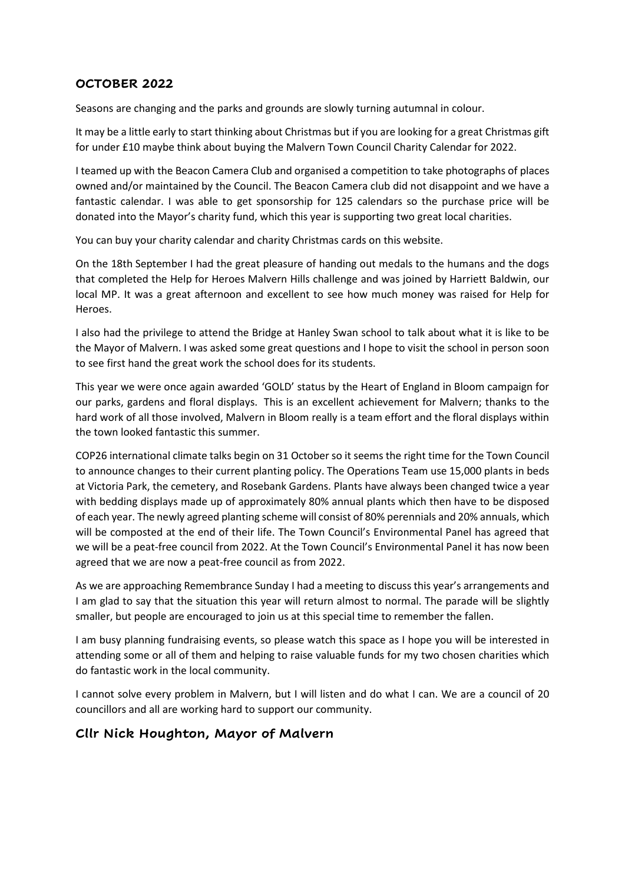## OCTOBER 2022

Seasons are changing and the parks and grounds are slowly turning autumnal in colour.

It may be a little early to start thinking about Christmas but if you are looking for a great Christmas gift for under £10 maybe think about buying the Malvern Town Council Charity Calendar for 2022.

I teamed up with the Beacon Camera Club and organised a competition to take photographs of places owned and/or maintained by the Council. The Beacon Camera club did not disappoint and we have a fantastic calendar. I was able to get sponsorship for 125 calendars so the purchase price will be donated into the Mayor's charity fund, which this year is supporting two great local charities.

You can buy your charity calendar and charity Christmas cards on this website.

On the 18th September I had the great pleasure of handing out medals to the humans and the dogs that completed the Help for Heroes Malvern Hills challenge and was joined by Harriett Baldwin, our local MP. It was a great afternoon and excellent to see how much money was raised for Help for Heroes.

I also had the privilege to attend the Bridge at Hanley Swan school to talk about what it is like to be the Mayor of Malvern. I was asked some great questions and I hope to visit the school in person soon to see first hand the great work the school does for its students.

This year we were once again awarded 'GOLD' status by the Heart of England in Bloom campaign for our parks, gardens and floral displays. This is an excellent achievement for Malvern; thanks to the hard work of all those involved, Malvern in Bloom really is a team effort and the floral displays within the town looked fantastic this summer.

COP26 international climate talks begin on 31 October so it seems the right time for the Town Council to announce changes to their current planting policy. The Operations Team use 15,000 plants in beds at Victoria Park, the cemetery, and Rosebank Gardens. Plants have always been changed twice a year with bedding displays made up of approximately 80% annual plants which then have to be disposed of each year. The newly agreed planting scheme will consist of 80% perennials and 20% annuals, which will be composted at the end of their life. The Town Council's Environmental Panel has agreed that we will be a peat-free council from 2022. At the Town Council's Environmental Panel it has now been agreed that we are now a peat-free council as from 2022.

As we are approaching Remembrance Sunday I had a meeting to discuss this year's arrangements and I am glad to say that the situation this year will return almost to normal. The parade will be slightly smaller, but people are encouraged to join us at this special time to remember the fallen.

I am busy planning fundraising events, so please watch this space as I hope you will be interested in attending some or all of them and helping to raise valuable funds for my two chosen charities which do fantastic work in the local community.

I cannot solve every problem in Malvern, but I will listen and do what I can. We are a council of 20 councillors and all are working hard to support our community.

## Cllr Nick Houghton, Mayor of Malvern